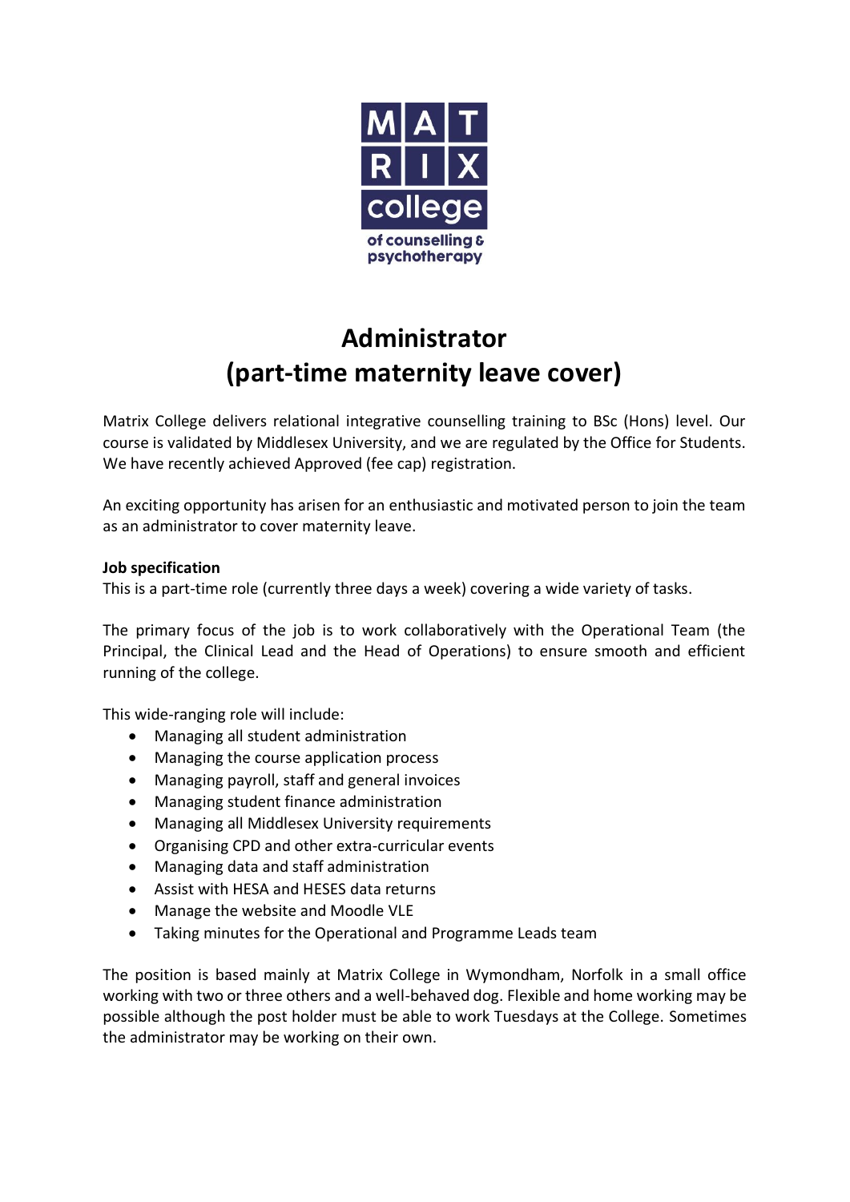MAT
RIX
college
of counselling & psychotherapy

# Administrator
# (part-time maternity leave cover)

Matrix College delivers relational integrative counselling training to BSc (Hons) level. Our course is validated by Middlesex University, and we are regulated by the Office for Students. We have recently achieved Approved (fee cap) registration.

An exciting opportunity has arisen for an enthusiastic and motivated person to join the team as an administrator to cover maternity leave.

**Job specification**
This is a part-time role (currently three days a week) covering a wide variety of tasks.

The primary focus of the job is to work collaboratively with the Operational Team (the Principal, the Clinical Lead and the Head of Operations) to ensure smooth and efficient running of the college.

This wide-ranging role will include:

- Managing all student administration
- Managing the course application process
- Managing payroll, staff and general invoices
- Managing student finance administration
- Managing all Middlesex University requirements
- Organising CPD and other extra-curricular events
- Managing data and staff administration
- Assist with HESA and HESES data returns
- Manage the website and Moodle VLE
- Taking minutes for the Operational and Programme Leads team

The position is based mainly at Matrix College in Wymondham, Norfolk in a small office working with two or three others and a well-behaved dog. Flexible and home working may be possible although the post holder must be able to work Tuesdays at the College. Sometimes the administrator may be working on their own.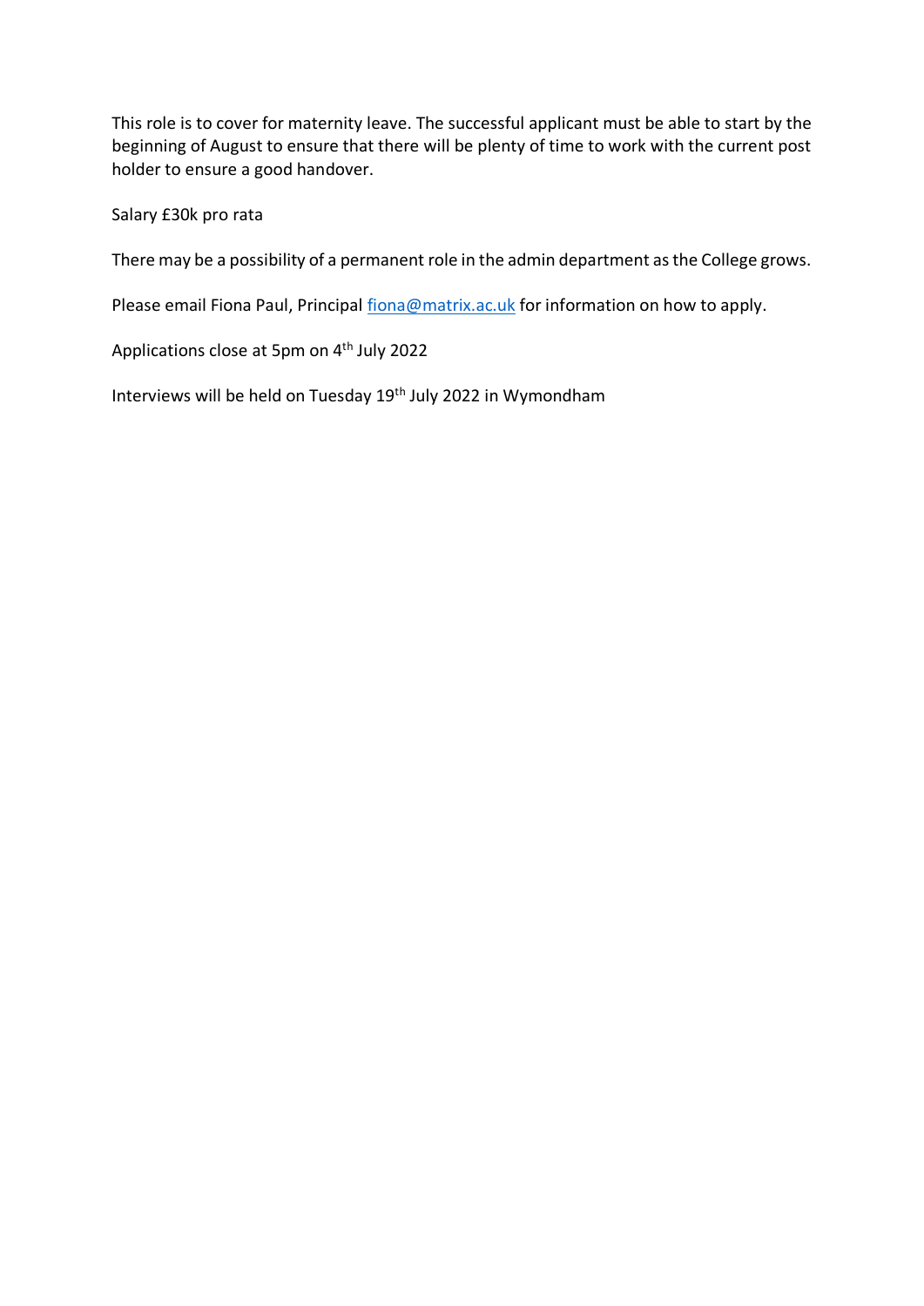This role is to cover for maternity leave. The successful applicant must be able to start by the beginning of August to ensure that there will be plenty of time to work with the current post holder to ensure a good handover.

Salary £30k pro rata

There may be a possibility of a permanent role in the admin department as the College grows.

Please email Fiona Paul, Principal fiona@matrix.ac.uk for information on how to apply.

Applications close at 5pm on 4th July 2022

Interviews will be held on Tuesday 19th July 2022 in Wymondham